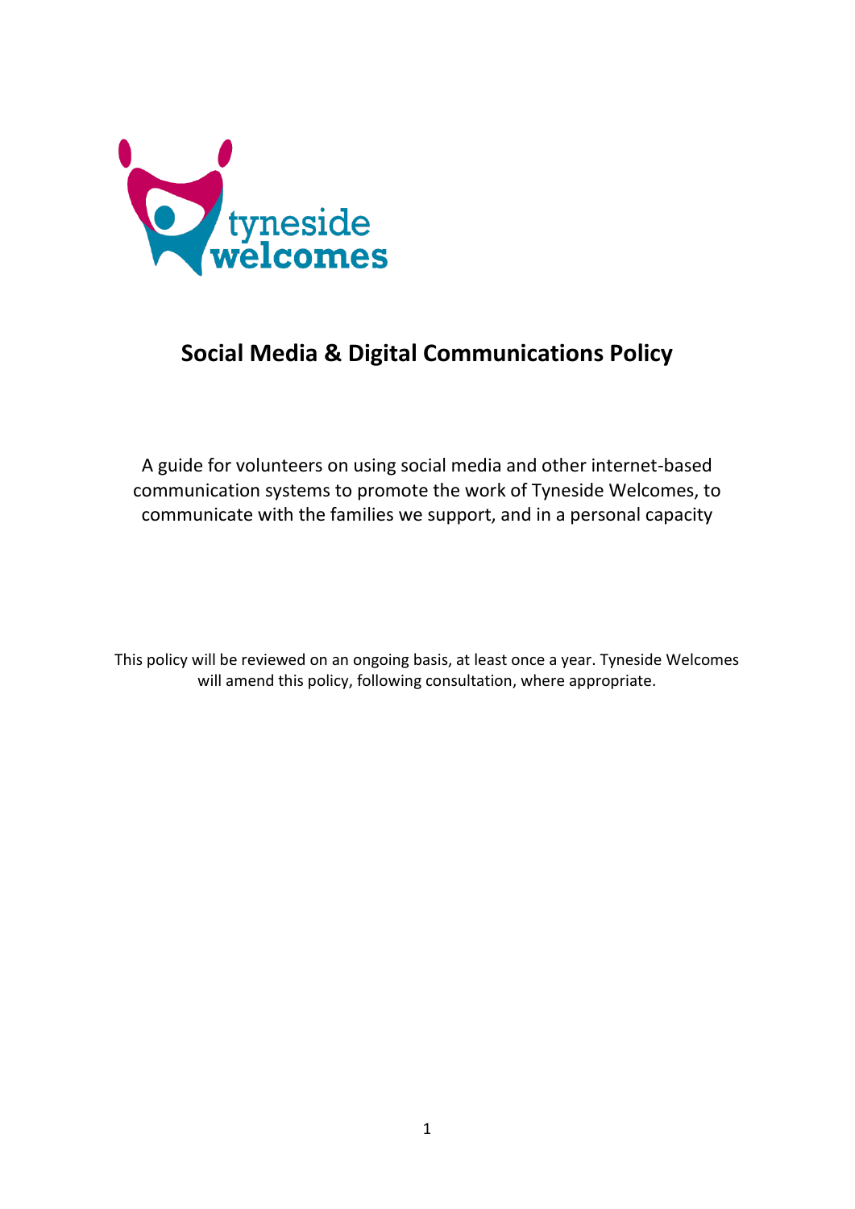tyneside welcomes

# Social Media & Digital Communications Policy

A guide for volunteers on using social media and other internet-based communication systems to promote the work of Tyneside Welcomes, to communicate with the families we support, and in a personal capacity

This policy will be reviewed on an ongoing basis, at least once a year. Tyneside Welcomes will amend this policy, following consultation, where appropriate.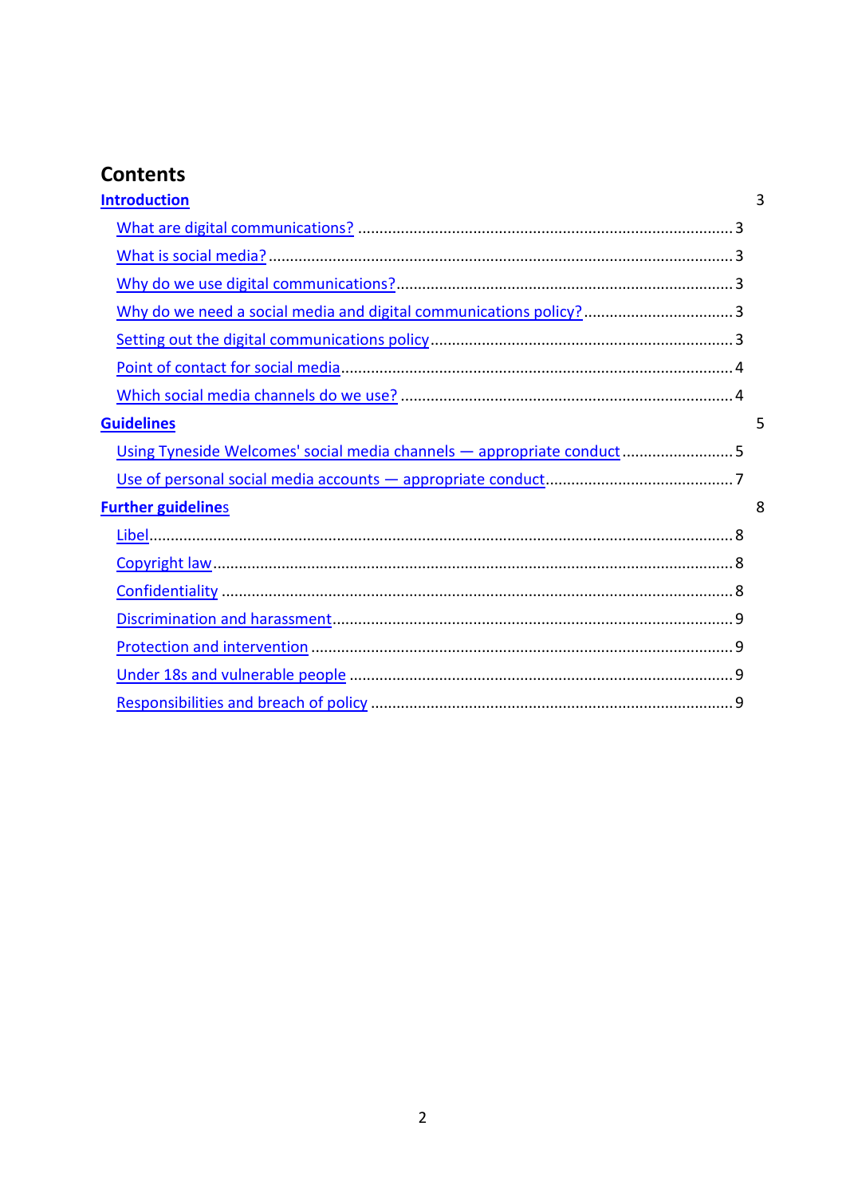# Contents

**Introduction** 3

- What are digital communications? 3
- What is social media? 3
- Why do we use digital communications? 3
- Why do we need a social media and digital communications policy? 3
- Setting out the digital communications policy 3
- Point of contact for social media 4
- Which social media channels do we use? 4

**Guidelines** 5

- Using Tyneside Welcomes' social media channels — appropriate conduct 5
- Use of personal social media accounts — appropriate conduct 7

**Further guidelines** 8

- Libel 8
- Copyright law 8
- Confidentiality 8
- Discrimination and harassment 9
- Protection and intervention 9
- Under 18s and vulnerable people 9
- Responsibilities and breach of policy 9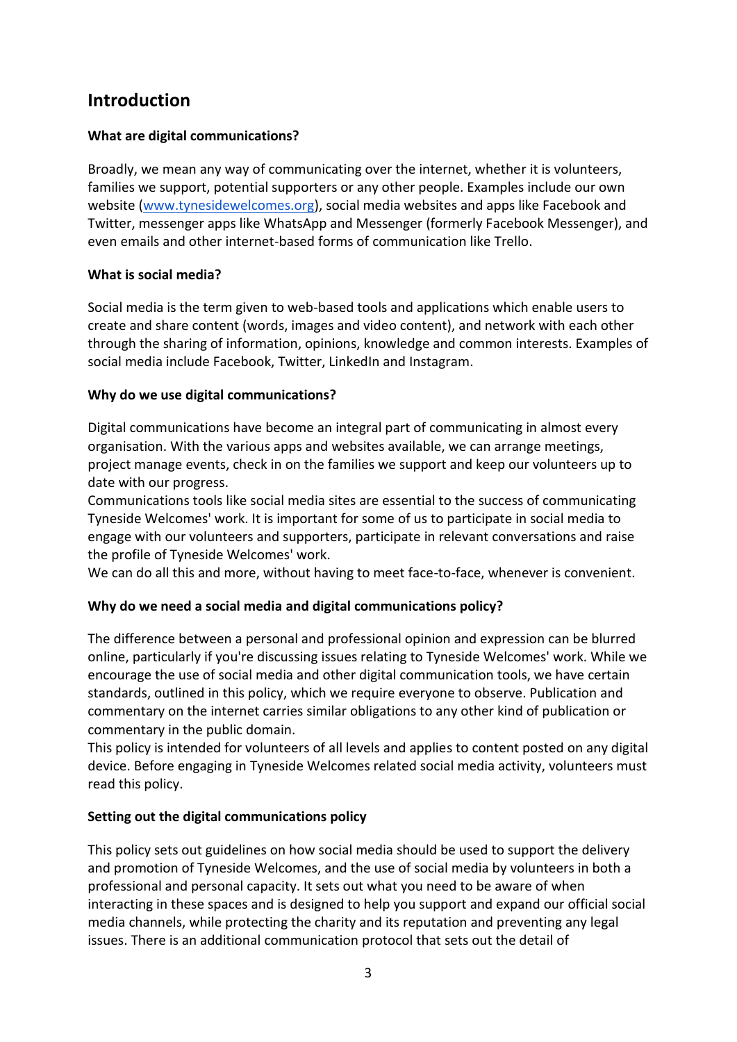## Introduction

**What are digital communications?**

Broadly, we mean any way of communicating over the internet, whether it is volunteers, families we support, potential supporters or any other people. Examples include our own website ([www.tynesidewelcomes.org](www.tynesidewelcomes.org)), social media websites and apps like Facebook and Twitter, messenger apps like WhatsApp and Messenger (formerly Facebook Messenger), and even emails and other internet-based forms of communication like Trello.

**What is social media?**

Social media is the term given to web-based tools and applications which enable users to create and share content (words, images and video content), and network with each other through the sharing of information, opinions, knowledge and common interests. Examples of social media include Facebook, Twitter, LinkedIn and Instagram.

**Why do we use digital communications?**

Digital communications have become an integral part of communicating in almost every organisation. With the various apps and websites available, we can arrange meetings, project manage events, check in on the families we support and keep our volunteers up to date with our progress.

Communications tools like social media sites are essential to the success of communicating Tyneside Welcomes' work. It is important for some of us to participate in social media to engage with our volunteers and supporters, participate in relevant conversations and raise the profile of Tyneside Welcomes' work.

We can do all this and more, without having to meet face-to-face, whenever is convenient.

**Why do we need a social media and digital communications policy?**

The difference between a personal and professional opinion and expression can be blurred online, particularly if you're discussing issues relating to Tyneside Welcomes' work. While we encourage the use of social media and other digital communication tools, we have certain standards, outlined in this policy, which we require everyone to observe. Publication and commentary on the internet carries similar obligations to any other kind of publication or commentary in the public domain.

This policy is intended for volunteers of all levels and applies to content posted on any digital device. Before engaging in Tyneside Welcomes related social media activity, volunteers must read this policy.

**Setting out the digital communications policy**

This policy sets out guidelines on how social media should be used to support the delivery and promotion of Tyneside Welcomes, and the use of social media by volunteers in both a professional and personal capacity. It sets out what you need to be aware of when interacting in these spaces and is designed to help you support and expand our official social media channels, while protecting the charity and its reputation and preventing any legal issues. There is an additional communication protocol that sets out the detail of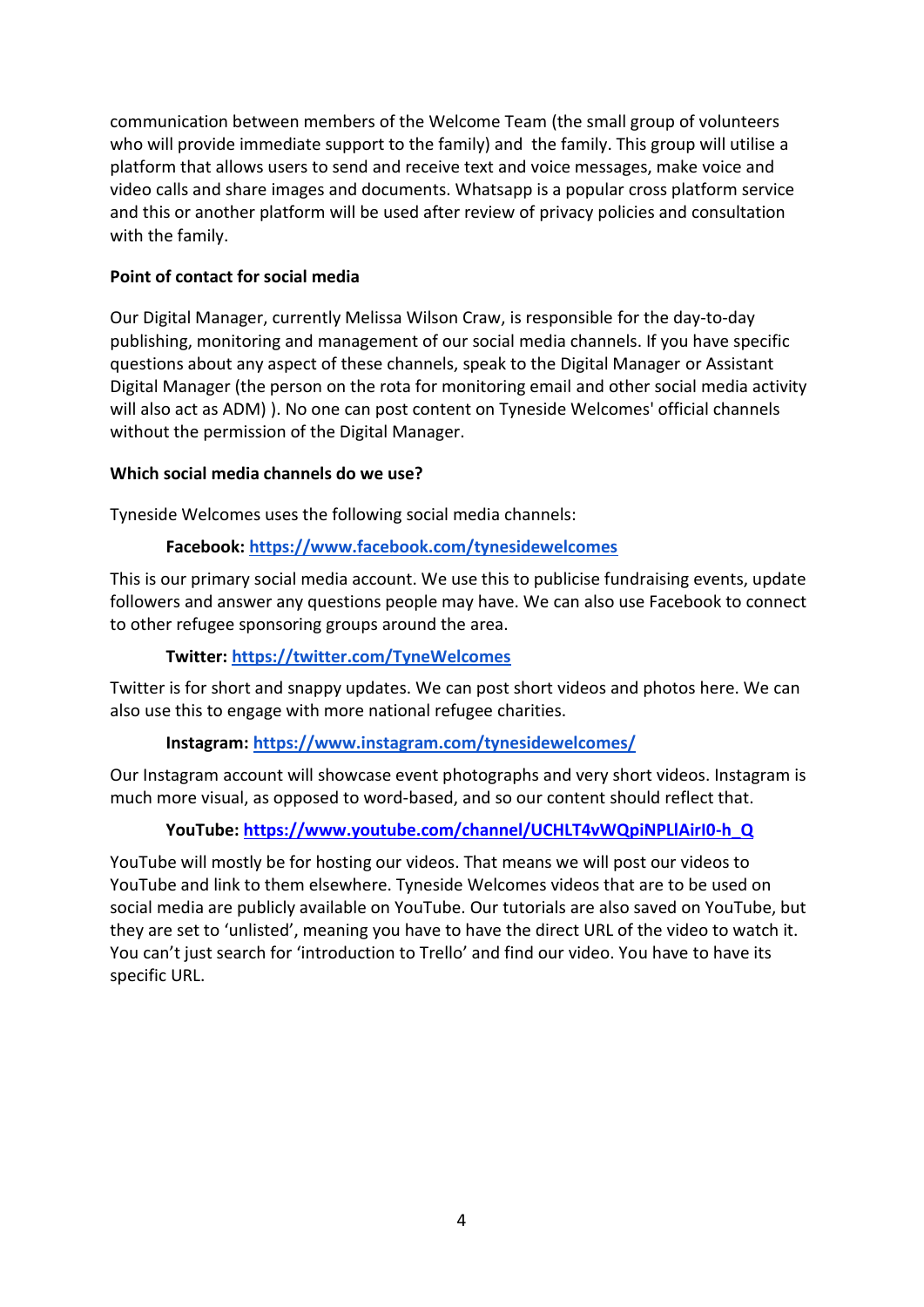communication between members of the Welcome Team (the small group of volunteers who will provide immediate support to the family) and the family. This group will utilise a platform that allows users to send and receive text and voice messages, make voice and video calls and share images and documents. Whatsapp is a popular cross platform service and this or another platform will be used after review of privacy policies and consultation with the family.

**Point of contact for social media**

Our Digital Manager, currently Melissa Wilson Craw, is responsible for the day-to-day publishing, monitoring and management of our social media channels. If you have specific questions about any aspect of these channels, speak to the Digital Manager or Assistant Digital Manager (the person on the rota for monitoring email and other social media activity will also act as ADM) ). No one can post content on Tyneside Welcomes' official channels without the permission of the Digital Manager.

**Which social media channels do we use?**

Tyneside Welcomes uses the following social media channels:

**Facebook:** https://www.facebook.com/tynesidewelcomes

This is our primary social media account. We use this to publicise fundraising events, update followers and answer any questions people may have. We can also use Facebook to connect to other refugee sponsoring groups around the area.

**Twitter:** https://twitter.com/TyneWelcomes

Twitter is for short and snappy updates. We can post short videos and photos here. We can also use this to engage with more national refugee charities.

**Instagram:** https://www.instagram.com/tynesidewelcomes/

Our Instagram account will showcase event photographs and very short videos. Instagram is much more visual, as opposed to word-based, and so our content should reflect that.

**YouTube:** https://www.youtube.com/channel/UCHLT4vWQpiNPLlAirI0-h_Q

YouTube will mostly be for hosting our videos. That means we will post our videos to YouTube and link to them elsewhere. Tyneside Welcomes videos that are to be used on social media are publicly available on YouTube. Our tutorials are also saved on YouTube, but they are set to 'unlisted', meaning you have to have the direct URL of the video to watch it. You can't just search for 'introduction to Trello' and find our video. You have to have its specific URL.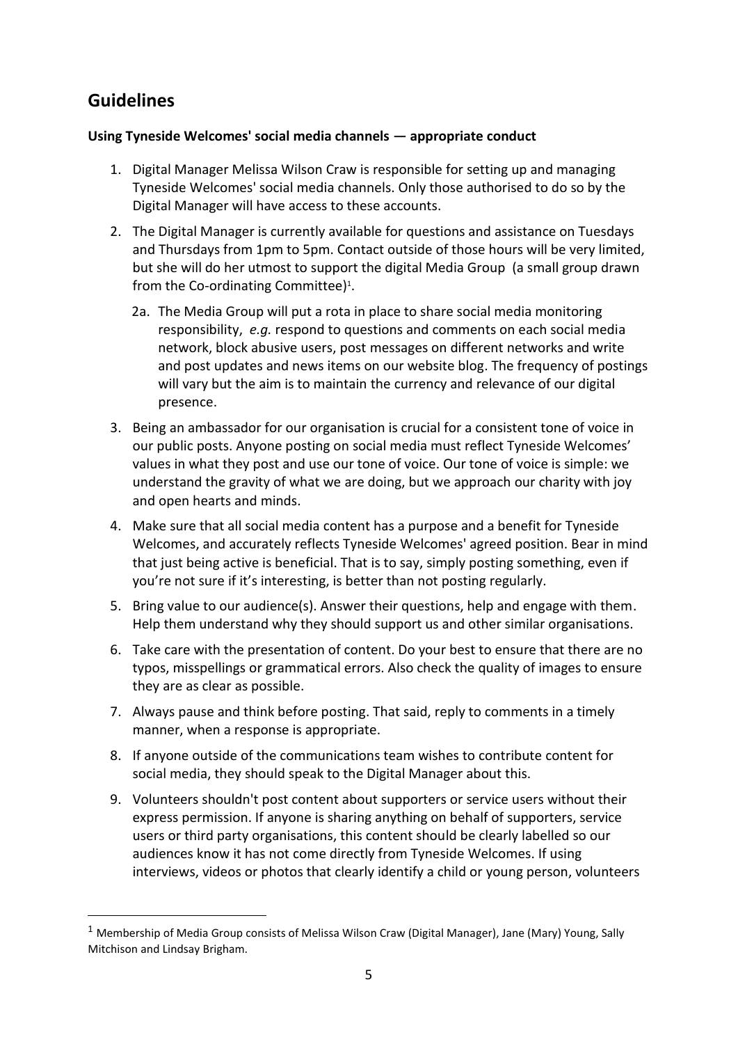## Guidelines

**Using Tyneside Welcomes' social media channels — appropriate conduct**

1. Digital Manager Melissa Wilson Craw is responsible for setting up and managing Tyneside Welcomes' social media channels. Only those authorised to do so by the Digital Manager will have access to these accounts.
2. The Digital Manager is currently available for questions and assistance on Tuesdays and Thursdays from 1pm to 5pm. Contact outside of those hours will be very limited, but she will do her utmost to support the digital Media Group (a small group drawn from the Co-ordinating Committee)[1].
   2a. The Media Group will put a rota in place to share social media monitoring responsibility, *e.g.* respond to questions and comments on each social media network, block abusive users, post messages on different networks and write and post updates and news items on our website blog. The frequency of postings will vary but the aim is to maintain the currency and relevance of our digital presence.
3. Being an ambassador for our organisation is crucial for a consistent tone of voice in our public posts. Anyone posting on social media must reflect Tyneside Welcomes' values in what they post and use our tone of voice. Our tone of voice is simple: we understand the gravity of what we are doing, but we approach our charity with joy and open hearts and minds.
4. Make sure that all social media content has a purpose and a benefit for Tyneside Welcomes, and accurately reflects Tyneside Welcomes' agreed position. Bear in mind that just being active is beneficial. That is to say, simply posting something, even if you're not sure if it's interesting, is better than not posting regularly.
5. Bring value to our audience(s). Answer their questions, help and engage with them. Help them understand why they should support us and other similar organisations.
6. Take care with the presentation of content. Do your best to ensure that there are no typos, misspellings or grammatical errors. Also check the quality of images to ensure they are as clear as possible.
7. Always pause and think before posting. That said, reply to comments in a timely manner, when a response is appropriate.
8. If anyone outside of the communications team wishes to contribute content for social media, they should speak to the Digital Manager about this.
9. Volunteers shouldn't post content about supporters or service users without their express permission. If anyone is sharing anything on behalf of supporters, service users or third party organisations, this content should be clearly labelled so our audiences know it has not come directly from Tyneside Welcomes. If using interviews, videos or photos that clearly identify a child or young person, volunteers

[1] Membership of Media Group consists of Melissa Wilson Craw (Digital Manager), Jane (Mary) Young, Sally Mitchison and Lindsay Brigham.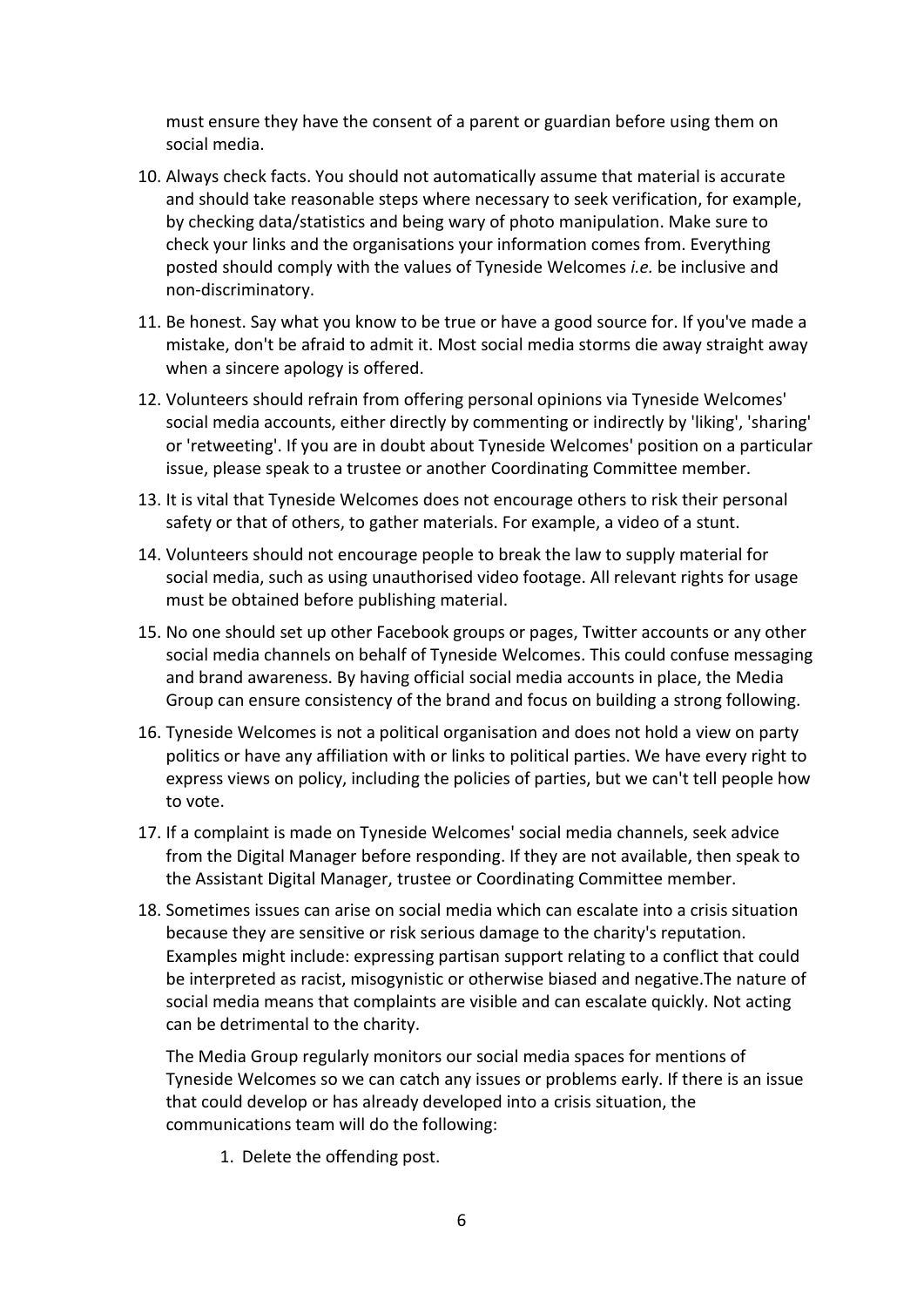must ensure they have the consent of a parent or guardian before using them on social media.

10. Always check facts. You should not automatically assume that material is accurate and should take reasonable steps where necessary to seek verification, for example, by checking data/statistics and being wary of photo manipulation. Make sure to check your links and the organisations your information comes from. Everything posted should comply with the values of Tyneside Welcomes *i.e.* be inclusive and non-discriminatory.
11. Be honest. Say what you know to be true or have a good source for. If you've made a mistake, don't be afraid to admit it. Most social media storms die away straight away when a sincere apology is offered.
12. Volunteers should refrain from offering personal opinions via Tyneside Welcomes' social media accounts, either directly by commenting or indirectly by 'liking', 'sharing' or 'retweeting'. If you are in doubt about Tyneside Welcomes' position on a particular issue, please speak to a trustee or another Coordinating Committee member.
13. It is vital that Tyneside Welcomes does not encourage others to risk their personal safety or that of others, to gather materials. For example, a video of a stunt.
14. Volunteers should not encourage people to break the law to supply material for social media, such as using unauthorised video footage. All relevant rights for usage must be obtained before publishing material.
15. No one should set up other Facebook groups or pages, Twitter accounts or any other social media channels on behalf of Tyneside Welcomes. This could confuse messaging and brand awareness. By having official social media accounts in place, the Media Group can ensure consistency of the brand and focus on building a strong following.
16. Tyneside Welcomes is not a political organisation and does not hold a view on party politics or have any affiliation with or links to political parties. We have every right to express views on policy, including the policies of parties, but we can't tell people how to vote.
17. If a complaint is made on Tyneside Welcomes' social media channels, seek advice from the Digital Manager before responding. If they are not available, then speak to the Assistant Digital Manager, trustee or Coordinating Committee member.
18. Sometimes issues can arise on social media which can escalate into a crisis situation because they are sensitive or risk serious damage to the charity's reputation. Examples might include: expressing partisan support relating to a conflict that could be interpreted as racist, misogynistic or otherwise biased and negative.The nature of social media means that complaints are visible and can escalate quickly. Not acting can be detrimental to the charity.

    The Media Group regularly monitors our social media spaces for mentions of Tyneside Welcomes so we can catch any issues or problems early. If there is an issue that could develop or has already developed into a crisis situation, the communications team will do the following:

    1. Delete the offending post.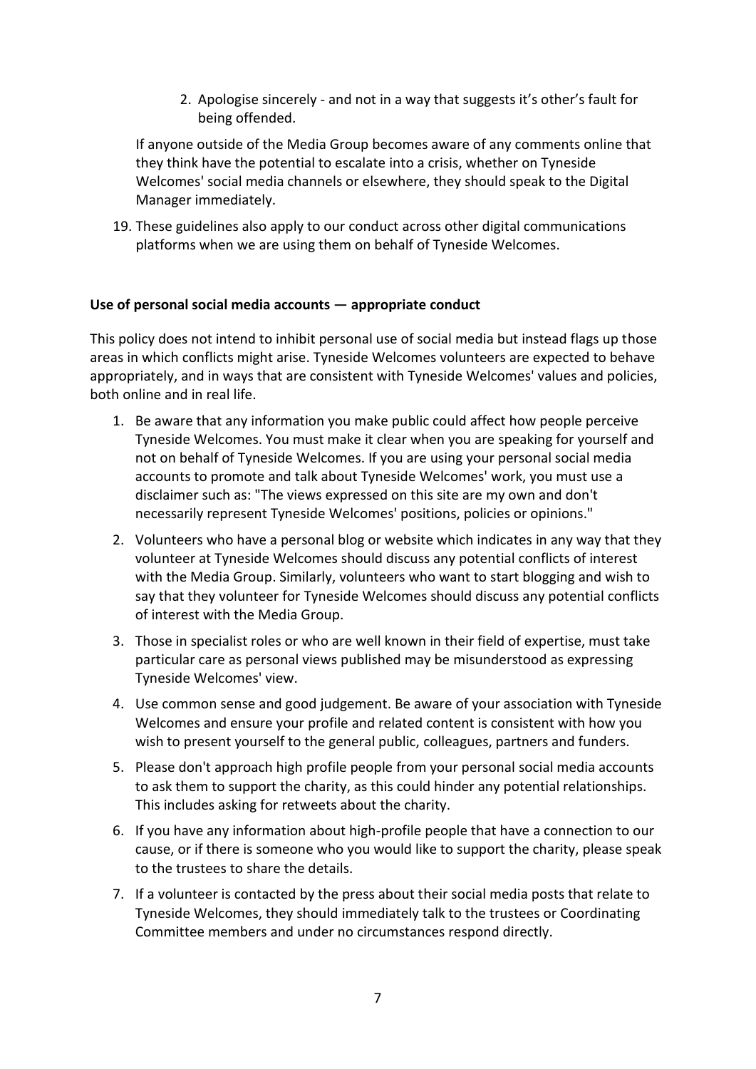2. Apologise sincerely - and not in a way that suggests it's other's fault for being offended.

If anyone outside of the Media Group becomes aware of any comments online that they think have the potential to escalate into a crisis, whether on Tyneside Welcomes' social media channels or elsewhere, they should speak to the Digital Manager immediately.

19. These guidelines also apply to our conduct across other digital communications platforms when we are using them on behalf of Tyneside Welcomes.

**Use of personal social media accounts — appropriate conduct**

This policy does not intend to inhibit personal use of social media but instead flags up those areas in which conflicts might arise. Tyneside Welcomes volunteers are expected to behave appropriately, and in ways that are consistent with Tyneside Welcomes' values and policies, both online and in real life.

1. Be aware that any information you make public could affect how people perceive Tyneside Welcomes. You must make it clear when you are speaking for yourself and not on behalf of Tyneside Welcomes. If you are using your personal social media accounts to promote and talk about Tyneside Welcomes' work, you must use a disclaimer such as: "The views expressed on this site are my own and don't necessarily represent Tyneside Welcomes' positions, policies or opinions."
2. Volunteers who have a personal blog or website which indicates in any way that they volunteer at Tyneside Welcomes should discuss any potential conflicts of interest with the Media Group. Similarly, volunteers who want to start blogging and wish to say that they volunteer for Tyneside Welcomes should discuss any potential conflicts of interest with the Media Group.
3. Those in specialist roles or who are well known in their field of expertise, must take particular care as personal views published may be misunderstood as expressing Tyneside Welcomes' view.
4. Use common sense and good judgement. Be aware of your association with Tyneside Welcomes and ensure your profile and related content is consistent with how you wish to present yourself to the general public, colleagues, partners and funders.
5. Please don't approach high profile people from your personal social media accounts to ask them to support the charity, as this could hinder any potential relationships. This includes asking for retweets about the charity.
6. If you have any information about high-profile people that have a connection to our cause, or if there is someone who you would like to support the charity, please speak to the trustees to share the details.
7. If a volunteer is contacted by the press about their social media posts that relate to Tyneside Welcomes, they should immediately talk to the trustees or Coordinating Committee members and under no circumstances respond directly.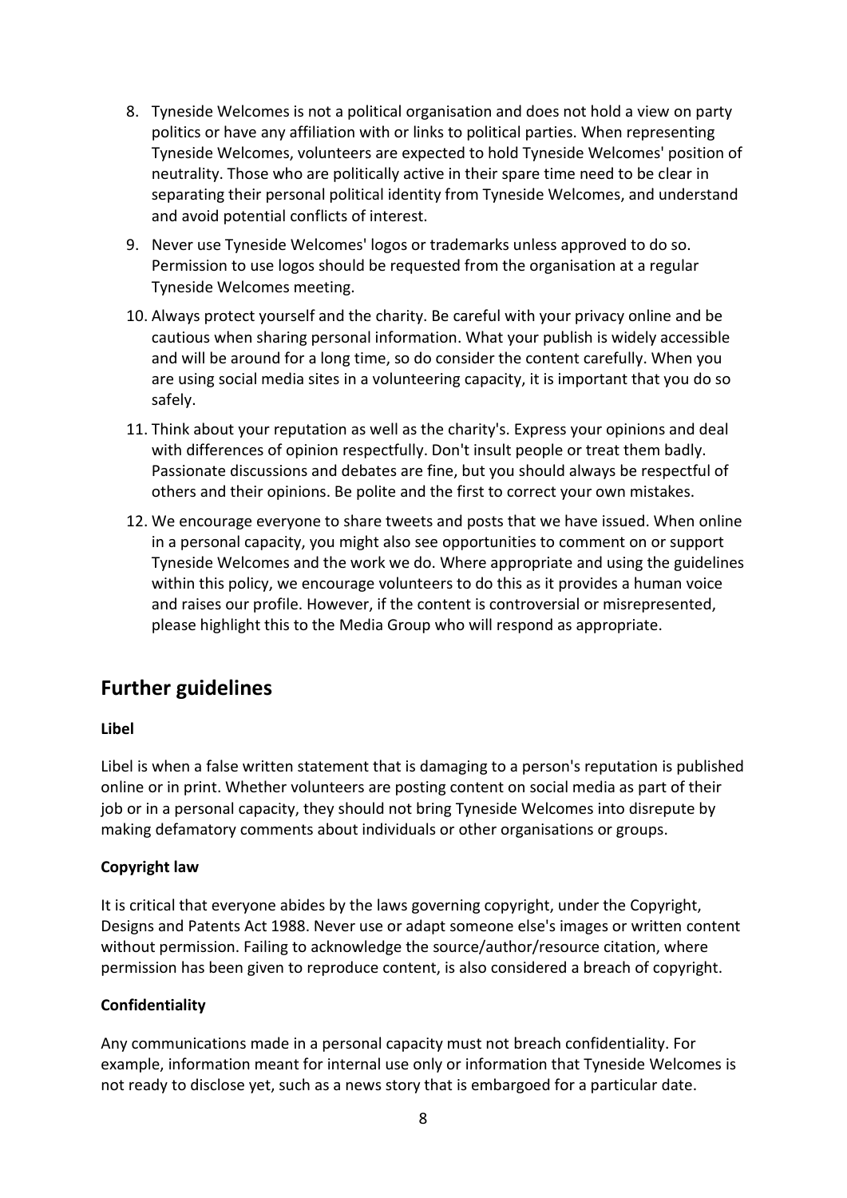8. Tyneside Welcomes is not a political organisation and does not hold a view on party politics or have any affiliation with or links to political parties. When representing Tyneside Welcomes, volunteers are expected to hold Tyneside Welcomes' position of neutrality. Those who are politically active in their spare time need to be clear in separating their personal political identity from Tyneside Welcomes, and understand and avoid potential conflicts of interest.
9. Never use Tyneside Welcomes' logos or trademarks unless approved to do so. Permission to use logos should be requested from the organisation at a regular Tyneside Welcomes meeting.
10. Always protect yourself and the charity. Be careful with your privacy online and be cautious when sharing personal information. What your publish is widely accessible and will be around for a long time, so do consider the content carefully. When you are using social media sites in a volunteering capacity, it is important that you do so safely.
11. Think about your reputation as well as the charity's. Express your opinions and deal with differences of opinion respectfully. Don't insult people or treat them badly. Passionate discussions and debates are fine, but you should always be respectful of others and their opinions. Be polite and the first to correct your own mistakes.
12. We encourage everyone to share tweets and posts that we have issued. When online in a personal capacity, you might also see opportunities to comment on or support Tyneside Welcomes and the work we do. Where appropriate and using the guidelines within this policy, we encourage volunteers to do this as it provides a human voice and raises our profile. However, if the content is controversial or misrepresented, please highlight this to the Media Group who will respond as appropriate.

## Further guidelines

**Libel**

Libel is when a false written statement that is damaging to a person's reputation is published online or in print. Whether volunteers are posting content on social media as part of their job or in a personal capacity, they should not bring Tyneside Welcomes into disrepute by making defamatory comments about individuals or other organisations or groups.

**Copyright law**

It is critical that everyone abides by the laws governing copyright, under the Copyright, Designs and Patents Act 1988. Never use or adapt someone else's images or written content without permission. Failing to acknowledge the source/author/resource citation, where permission has been given to reproduce content, is also considered a breach of copyright.

**Confidentiality**

Any communications made in a personal capacity must not breach confidentiality. For example, information meant for internal use only or information that Tyneside Welcomes is not ready to disclose yet, such as a news story that is embargoed for a particular date.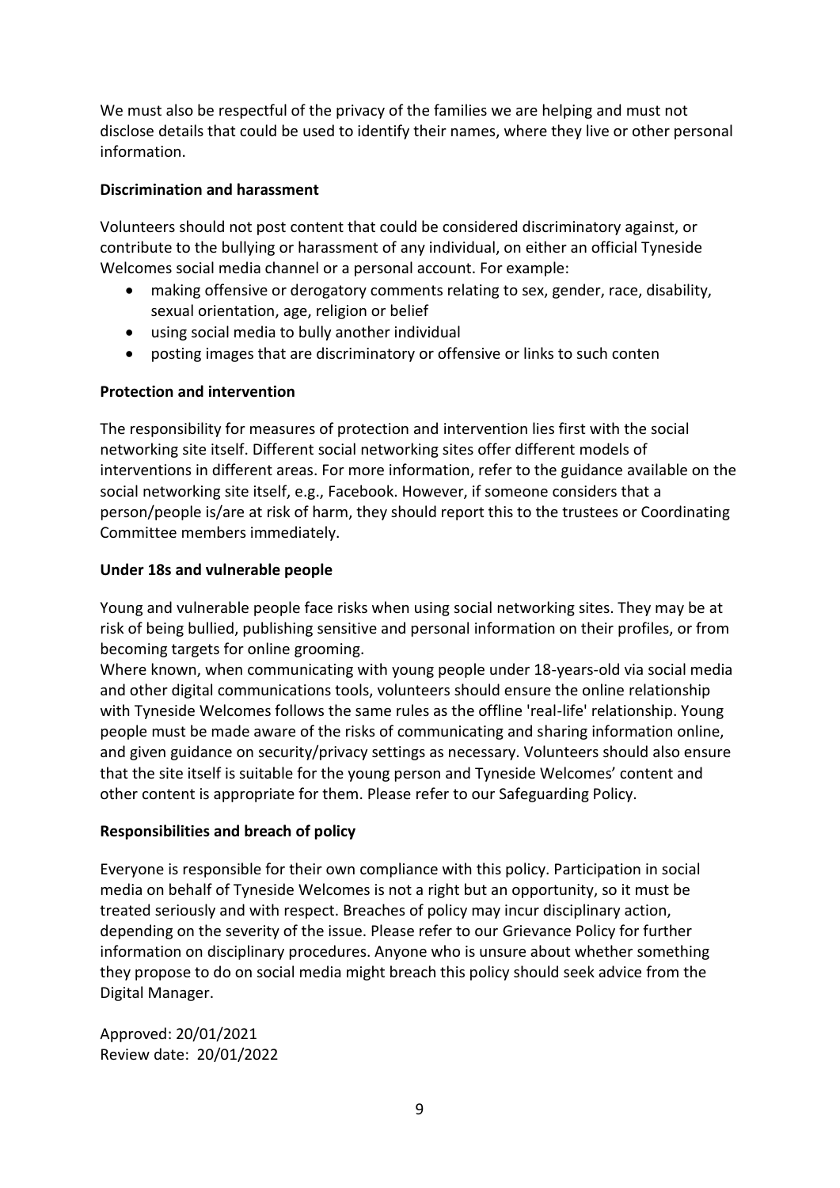We must also be respectful of the privacy of the families we are helping and must not disclose details that could be used to identify their names, where they live or other personal information.

**Discrimination and harassment**

Volunteers should not post content that could be considered discriminatory against, or contribute to the bullying or harassment of any individual, on either an official Tyneside Welcomes social media channel or a personal account. For example:

- making offensive or derogatory comments relating to sex, gender, race, disability, sexual orientation, age, religion or belief
- using social media to bully another individual
- posting images that are discriminatory or offensive or links to such conten

**Protection and intervention**

The responsibility for measures of protection and intervention lies first with the social networking site itself. Different social networking sites offer different models of interventions in different areas. For more information, refer to the guidance available on the social networking site itself, e.g., Facebook. However, if someone considers that a person/people is/are at risk of harm, they should report this to the trustees or Coordinating Committee members immediately.

**Under 18s and vulnerable people**

Young and vulnerable people face risks when using social networking sites. They may be at risk of being bullied, publishing sensitive and personal information on their profiles, or from becoming targets for online grooming.
Where known, when communicating with young people under 18-years-old via social media and other digital communications tools, volunteers should ensure the online relationship with Tyneside Welcomes follows the same rules as the offline 'real-life' relationship. Young people must be made aware of the risks of communicating and sharing information online, and given guidance on security/privacy settings as necessary. Volunteers should also ensure that the site itself is suitable for the young person and Tyneside Welcomes' content and other content is appropriate for them. Please refer to our Safeguarding Policy.

**Responsibilities and breach of policy**

Everyone is responsible for their own compliance with this policy. Participation in social media on behalf of Tyneside Welcomes is not a right but an opportunity, so it must be treated seriously and with respect. Breaches of policy may incur disciplinary action, depending on the severity of the issue. Please refer to our Grievance Policy for further information on disciplinary procedures. Anyone who is unsure about whether something they propose to do on social media might breach this policy should seek advice from the Digital Manager.

Approved: 20/01/2021
Review date: 20/01/2022